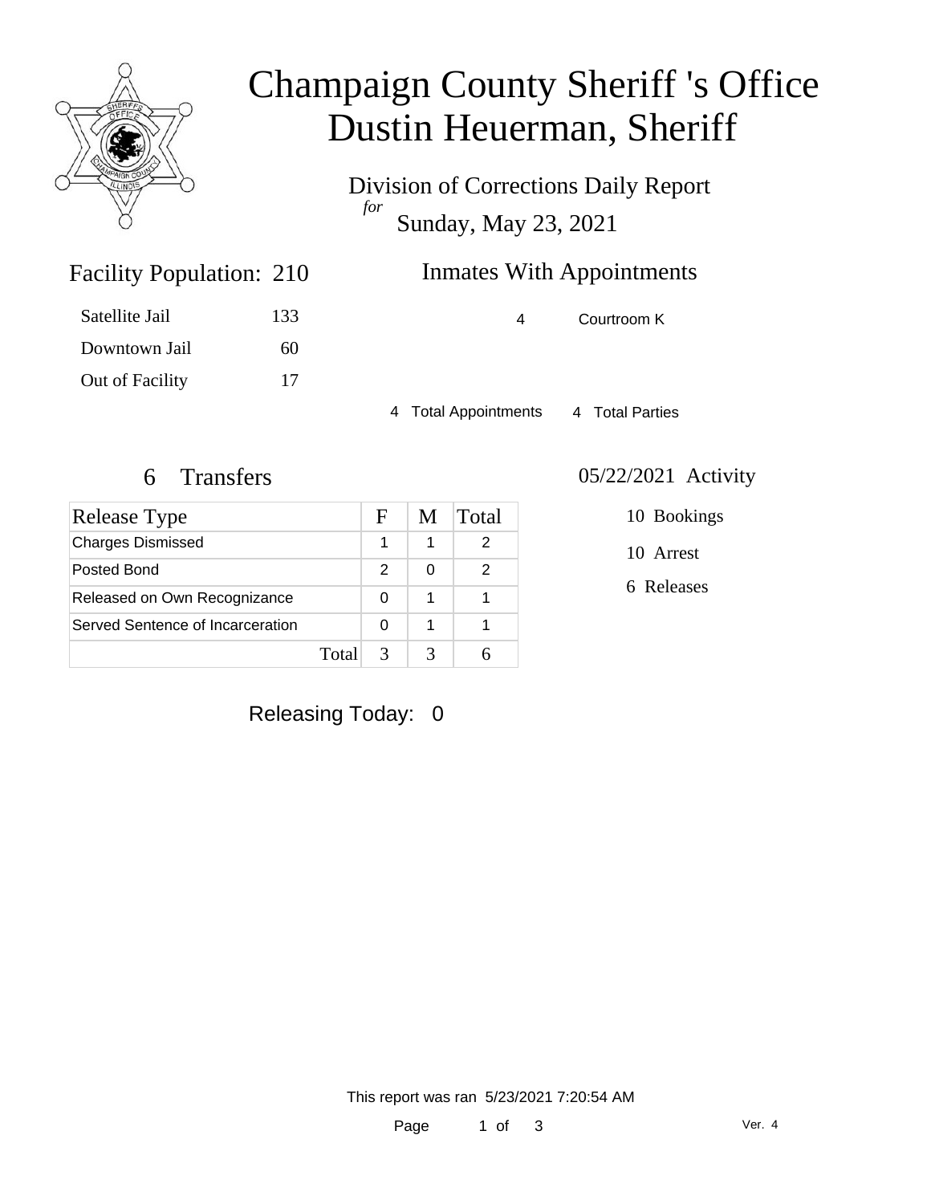# Champaign County Sheriff 's Office
# Dustin Heuerman, Sheriff

Division of Corrections Daily Report
*for*
Sunday, May 23, 2021

## Facility Population: 210

| | |
|---|---|
| Satellite Jail | 133 |
| Downtown Jail | 60 |
| Out of Facility | 17 |

## Inmates With Appointments

| | |
|---|---|
| 4 | Courtroom K |

4 Total Appointments    4 Total Parties

## 6 Transfers

| Release Type | F | M | Total |
|---|---|---|---|
| Charges Dismissed | 1 | 1 | 2 |
| Posted Bond | 2 | 0 | 2 |
| Released on Own Recognizance | 0 | 1 | 1 |
| Served Sentence of Incarceration | 0 | 1 | 1 |
| Total | 3 | 3 | 6 |

## 05/22/2021 Activity

10 Bookings

10 Arrest

6 Releases

Releasing Today: 0

This report was ran 5/23/2021 7:20:54 AM

Ver. 4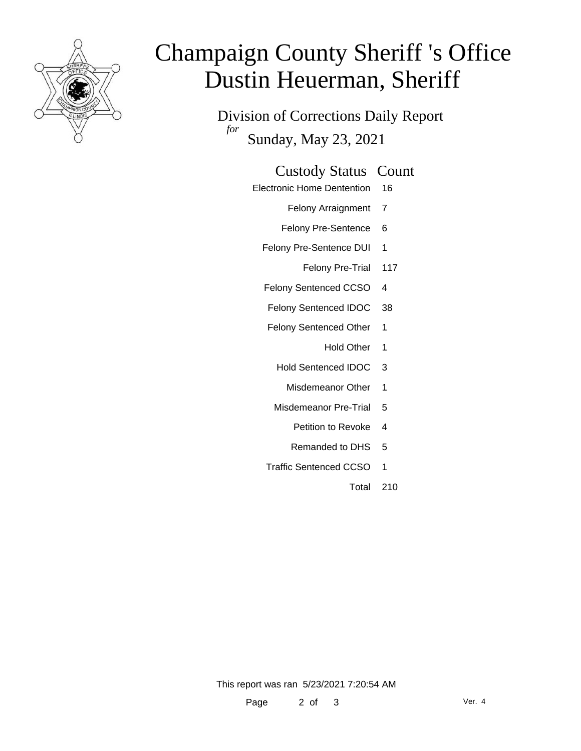# Champaign County Sheriff 's Office
# Dustin Heuerman, Sheriff

Division of Corrections Daily Report

*for*

Sunday, May 23, 2021

| Custody Status | Count |
|---|---|
| Electronic Home Dentention | 16 |
| Felony Arraignment | 7 |
| Felony Pre-Sentence | 6 |
| Felony Pre-Sentence DUI | 1 |
| Felony Pre-Trial | 117 |
| Felony Sentenced CCSO | 4 |
| Felony Sentenced IDOC | 38 |
| Felony Sentenced Other | 1 |
| Hold Other | 1 |
| Hold Sentenced IDOC | 3 |
| Misdemeanor Other | 1 |
| Misdemeanor Pre-Trial | 5 |
| Petition to Revoke | 4 |
| Remanded to DHS | 5 |
| Traffic Sentenced CCSO | 1 |
| Total | 210 |

This report was ran 5/23/2021 7:20:54 AM

Ver. 4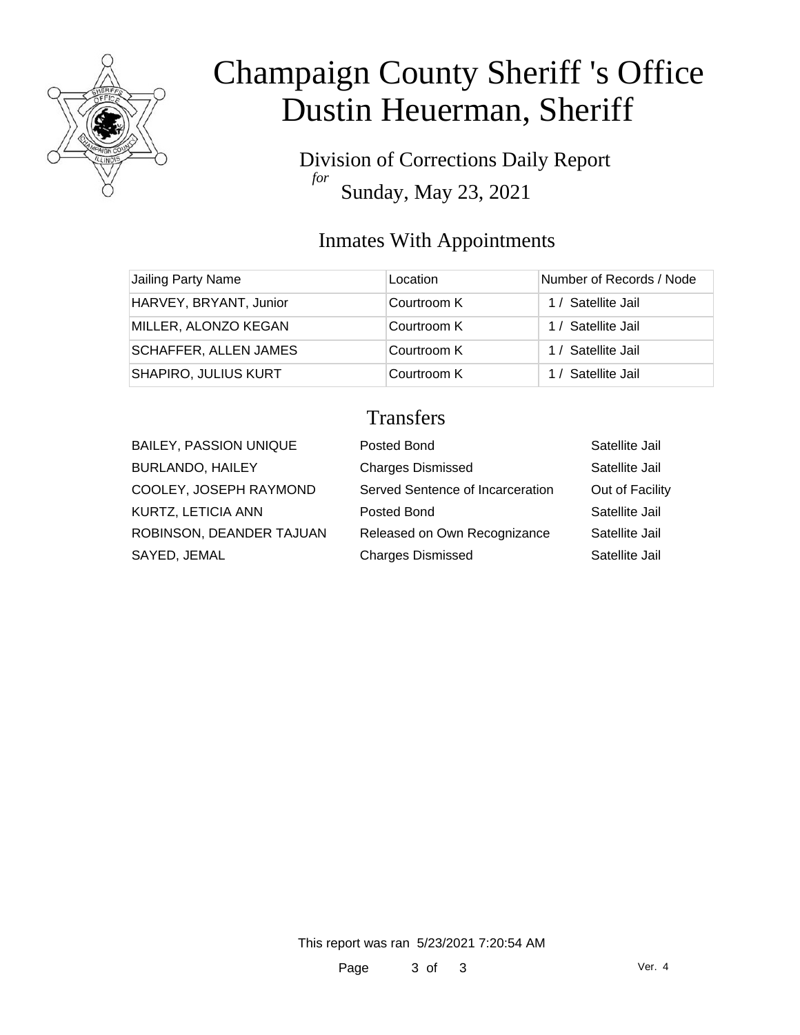# Champaign County Sheriff 's Office
# Dustin Heuerman, Sheriff

Division of Corrections Daily Report
*for*
Sunday, May 23, 2021

## Inmates With Appointments

| Jailing Party Name | Location | Number of Records / Node |
|---|---|---|
| HARVEY, BRYANT, Junior | Courtroom K | 1 / Satellite Jail |
| MILLER, ALONZO KEGAN | Courtroom K | 1 / Satellite Jail |
| SCHAFFER, ALLEN JAMES | Courtroom K | 1 / Satellite Jail |
| SHAPIRO, JULIUS KURT | Courtroom K | 1 / Satellite Jail |

## Transfers

| | | |
|---|---|---|
| BAILEY, PASSION UNIQUE | Posted Bond | Satellite Jail |
| BURLANDO, HAILEY | Charges Dismissed | Satellite Jail |
| COOLEY, JOSEPH RAYMOND | Served Sentence of Incarceration | Out of Facility |
| KURTZ, LETICIA ANN | Posted Bond | Satellite Jail |
| ROBINSON, DEANDER TAJUAN | Released on Own Recognizance | Satellite Jail |
| SAYED, JEMAL | Charges Dismissed | Satellite Jail |

This report was ran 5/23/2021 7:20:54 AM